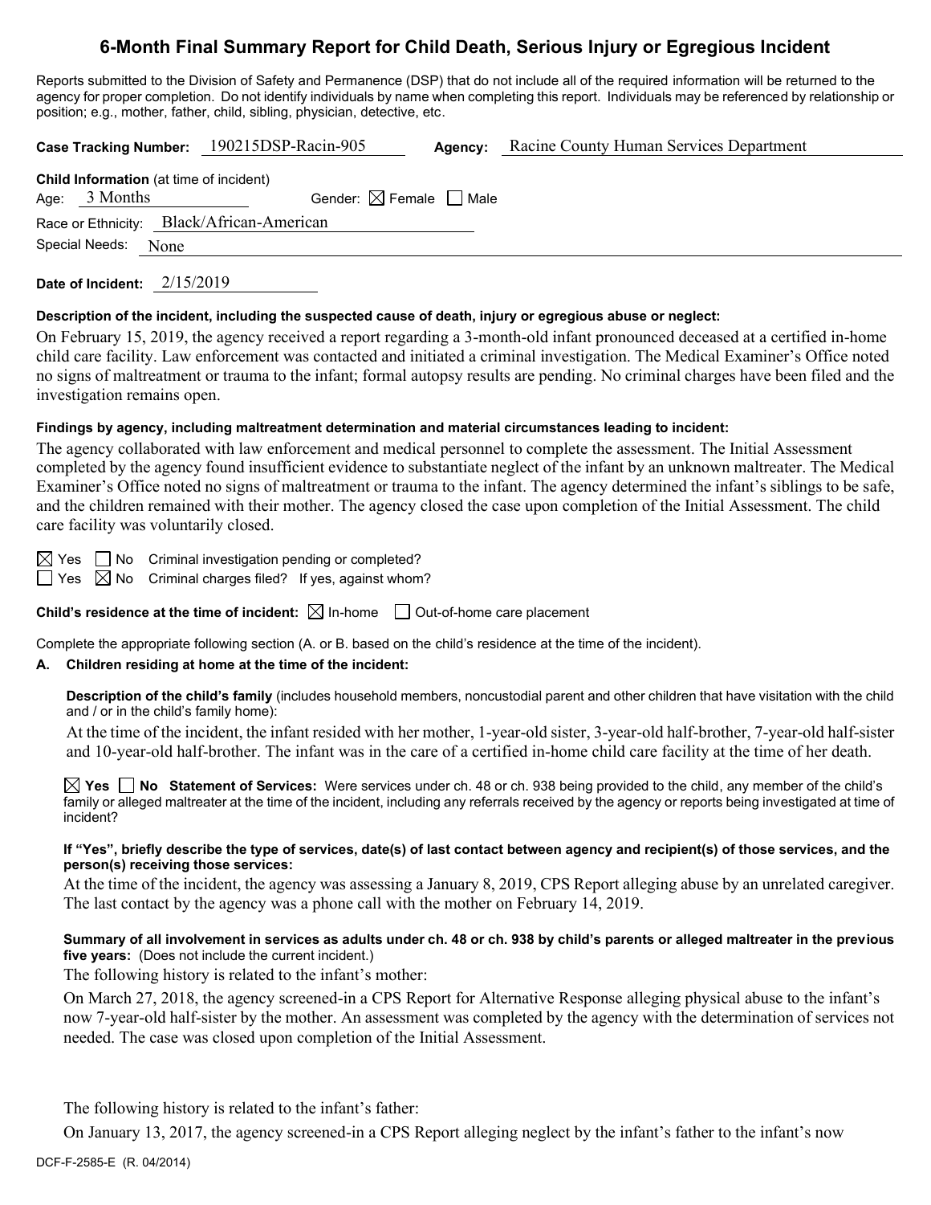# 6-Month Final Summary Report for Child Death, Serious Injury or Egregious Incident

Reports submitted to the Division of Safety and Permanence (DSP) that do not include all of the required information will be returned to the agency for proper completion. Do not identify individuals by name when completing this report. Individuals may be referenced by relationship or position; e.g., mother, father, child, sibling, physician, detective, etc.

**Case Tracking Number:** 190215DSP-Racin-905 **Agency:** Racine County Human Services Department

**Child Information** (at time of incident)

Age: 3 Months Gender: ☒ Female ☐ Male

Race or Ethnicity: Black/African-American

Special Needs: None

**Date of Incident:** 2/15/2019

**Description of the incident, including the suspected cause of death, injury or egregious abuse or neglect:**

On February 15, 2019, the agency received a report regarding a 3-month-old infant pronounced deceased at a certified in-home child care facility. Law enforcement was contacted and initiated a criminal investigation. The Medical Examiner's Office noted no signs of maltreatment or trauma to the infant; formal autopsy results are pending. No criminal charges have been filed and the investigation remains open.

**Findings by agency, including maltreatment determination and material circumstances leading to incident:**

The agency collaborated with law enforcement and medical personnel to complete the assessment. The Initial Assessment completed by the agency found insufficient evidence to substantiate neglect of the infant by an unknown maltreater. The Medical Examiner's Office noted no signs of maltreatment or trauma to the infant. The agency determined the infant's siblings to be safe, and the children remained with their mother. The agency closed the case upon completion of the Initial Assessment. The child care facility was voluntarily closed.

☒ Yes ☐ No Criminal investigation pending or completed?

☐ Yes ☒ No Criminal charges filed? If yes, against whom?

**Child's residence at the time of incident:** ☒ In-home ☐ Out-of-home care placement

Complete the appropriate following section (A. or B. based on the child's residence at the time of the incident).

**A. Children residing at home at the time of the incident:**

**Description of the child's family** (includes household members, noncustodial parent and other children that have visitation with the child and / or in the child's family home):

At the time of the incident, the infant resided with her mother, 1-year-old sister, 3-year-old half-brother, 7-year-old half-sister and 10-year-old half-brother. The infant was in the care of a certified in-home child care facility at the time of her death.

☒ **Yes** ☐ **No Statement of Services:** Were services under ch. 48 or ch. 938 being provided to the child, any member of the child's family or alleged maltreater at the time of the incident, including any referrals received by the agency or reports being investigated at time of incident?

**If "Yes", briefly describe the type of services, date(s) of last contact between agency and recipient(s) of those services, and the person(s) receiving those services:**

At the time of the incident, the agency was assessing a January 8, 2019, CPS Report alleging abuse by an unrelated caregiver. The last contact by the agency was a phone call with the mother on February 14, 2019.

**Summary of all involvement in services as adults under ch. 48 or ch. 938 by child's parents or alleged maltreater in the previous five years:** (Does not include the current incident.)

The following history is related to the infant's mother:

On March 27, 2018, the agency screened-in a CPS Report for Alternative Response alleging physical abuse to the infant's now 7-year-old half-sister by the mother. An assessment was completed by the agency with the determination of services not needed. The case was closed upon completion of the Initial Assessment.

The following history is related to the infant's father:

On January 13, 2017, the agency screened-in a CPS Report alleging neglect by the infant's father to the infant's now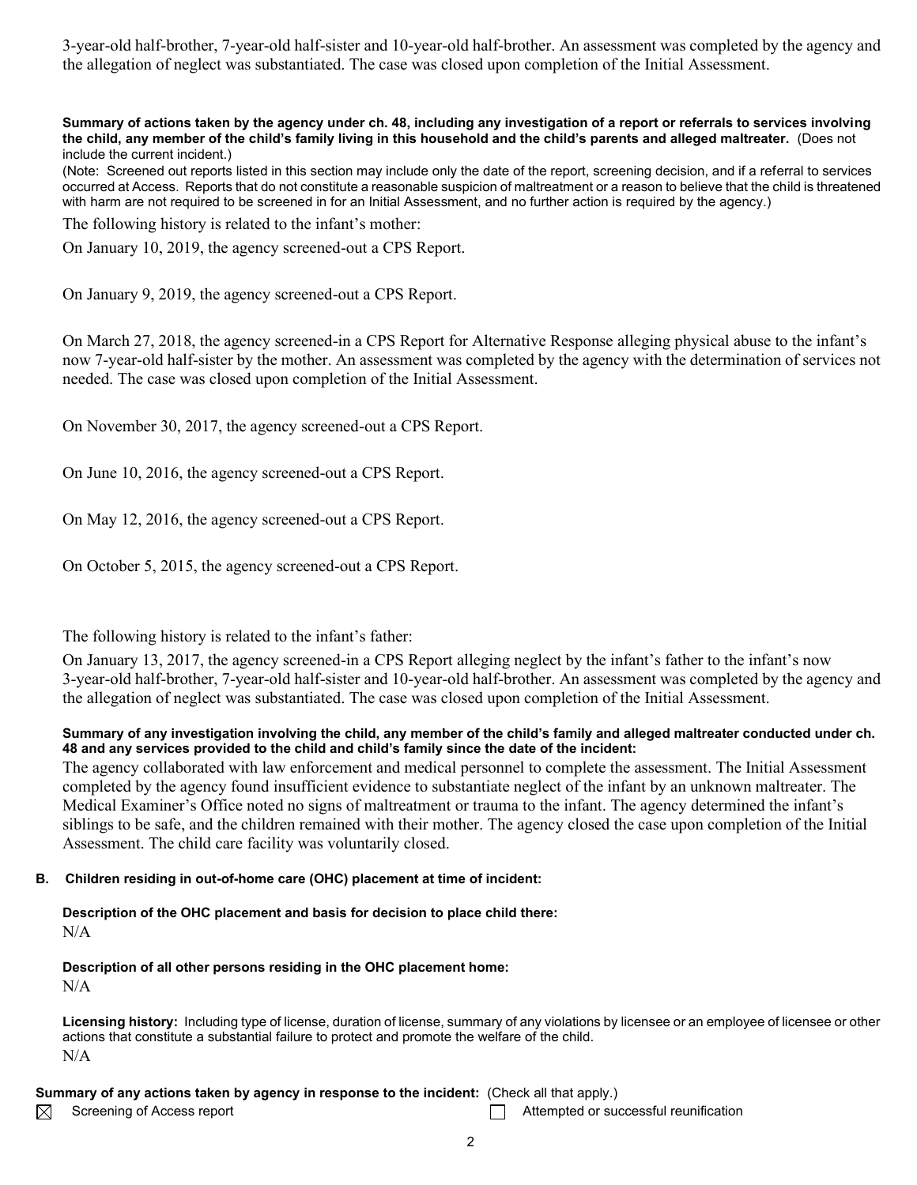3-year-old half-brother, 7-year-old half-sister and 10-year-old half-brother. An assessment was completed by the agency and the allegation of neglect was substantiated. The case was closed upon completion of the Initial Assessment.

**Summary of actions taken by the agency under ch. 48, including any investigation of a report or referrals to services involving the child, any member of the child's family living in this household and the child's parents and alleged maltreater.** (Does not include the current incident.)

(Note: Screened out reports listed in this section may include only the date of the report, screening decision, and if a referral to services occurred at Access. Reports that do not constitute a reasonable suspicion of maltreatment or a reason to believe that the child is threatened with harm are not required to be screened in for an Initial Assessment, and no further action is required by the agency.)

The following history is related to the infant's mother:

On January 10, 2019, the agency screened-out a CPS Report.

On January 9, 2019, the agency screened-out a CPS Report.

On March 27, 2018, the agency screened-in a CPS Report for Alternative Response alleging physical abuse to the infant's now 7-year-old half-sister by the mother. An assessment was completed by the agency with the determination of services not needed. The case was closed upon completion of the Initial Assessment.

On November 30, 2017, the agency screened-out a CPS Report.

On June 10, 2016, the agency screened-out a CPS Report.

On May 12, 2016, the agency screened-out a CPS Report.

On October 5, 2015, the agency screened-out a CPS Report.

The following history is related to the infant's father:

On January 13, 2017, the agency screened-in a CPS Report alleging neglect by the infant's father to the infant's now 3-year-old half-brother, 7-year-old half-sister and 10-year-old half-brother. An assessment was completed by the agency and the allegation of neglect was substantiated. The case was closed upon completion of the Initial Assessment.

**Summary of any investigation involving the child, any member of the child's family and alleged maltreater conducted under ch. 48 and any services provided to the child and child's family since the date of the incident:**

The agency collaborated with law enforcement and medical personnel to complete the assessment. The Initial Assessment completed by the agency found insufficient evidence to substantiate neglect of the infant by an unknown maltreater. The Medical Examiner's Office noted no signs of maltreatment or trauma to the infant. The agency determined the infant's siblings to be safe, and the children remained with their mother. The agency closed the case upon completion of the Initial Assessment. The child care facility was voluntarily closed.

**B. Children residing in out-of-home care (OHC) placement at time of incident:**

**Description of the OHC placement and basis for decision to place child there:**

N/A

**Description of all other persons residing in the OHC placement home:**

N/A

**Licensing history:** Including type of license, duration of license, summary of any violations by licensee or an employee of licensee or other actions that constitute a substantial failure to protect and promote the welfare of the child.

N/A

**Summary of any actions taken by agency in response to the incident:** (Check all that apply.)

| | | | |
|---|---|---|---|
| ☒ | Screening of Access report | ☐ | Attempted or successful reunification |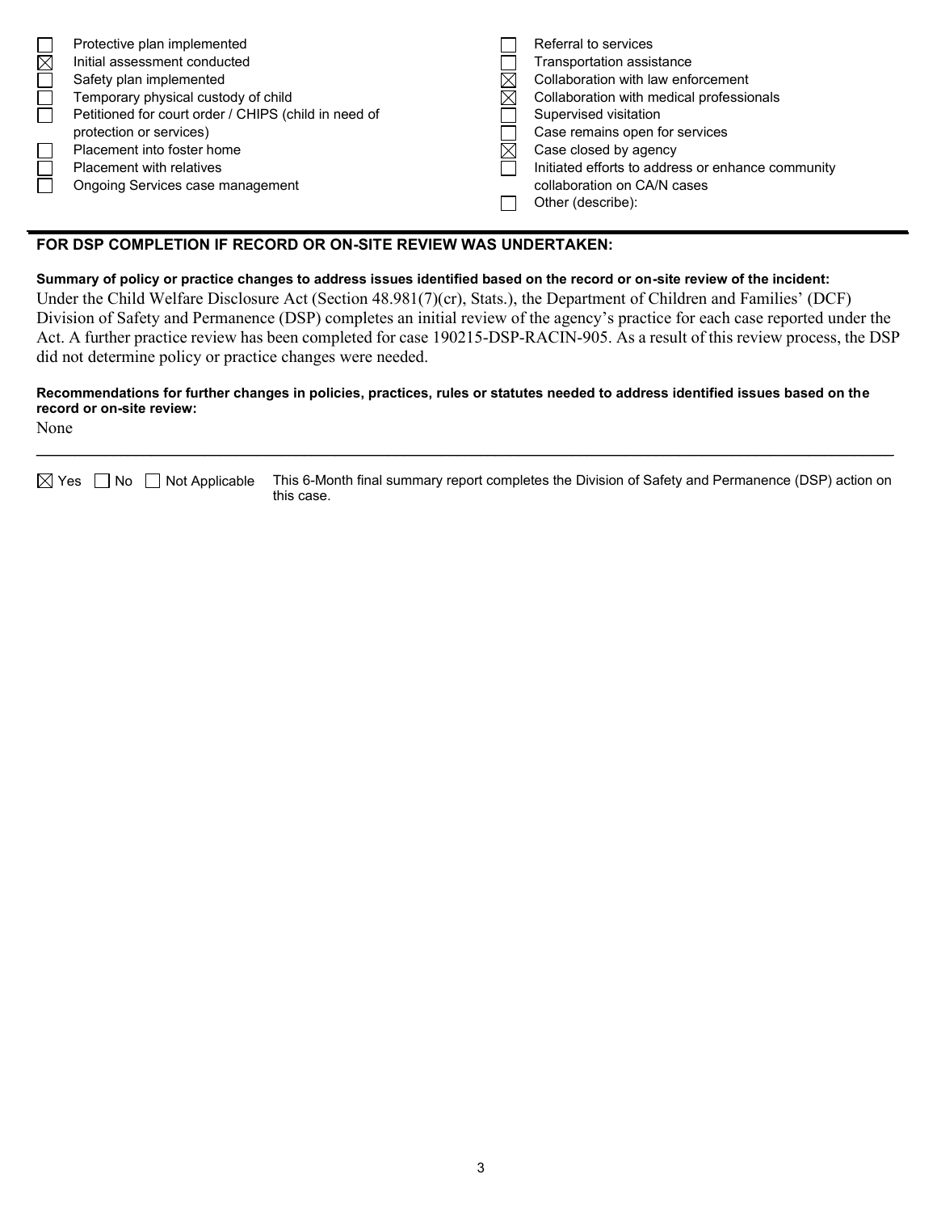- [ ] Protective plan implemented
- [x] Initial assessment conducted
- [ ] Safety plan implemented
- [ ] Temporary physical custody of child
- [ ] Petitioned for court order / CHIPS (child in need of protection or services)
- [ ] Placement into foster home
- [ ] Placement with relatives
- [ ] Ongoing Services case management
- [ ] Referral to services
- [ ] Transportation assistance
- [x] Collaboration with law enforcement
- [x] Collaboration with medical professionals
- [ ] Supervised visitation
- [ ] Case remains open for services
- [x] Case closed by agency
- [ ] Initiated efforts to address or enhance community collaboration on CA/N cases
- [ ] Other (describe):

---

**FOR DSP COMPLETION IF RECORD OR ON-SITE REVIEW WAS UNDERTAKEN:**

**Summary of policy or practice changes to address issues identified based on the record or on-site review of the incident:**

Under the Child Welfare Disclosure Act (Section 48.981(7)(cr), Stats.), the Department of Children and Families' (DCF) Division of Safety and Permanence (DSP) completes an initial review of the agency's practice for each case reported under the Act. A further practice review has been completed for case 190215-DSP-RACIN-905. As a result of this review process, the DSP did not determine policy or practice changes were needed.

**Recommendations for further changes in policies, practices, rules or statutes needed to address identified issues based on the record or on-site review:**

None

---

☒ Yes ☐ No ☐ Not Applicable This 6-Month final summary report completes the Division of Safety and Permanence (DSP) action on this case.